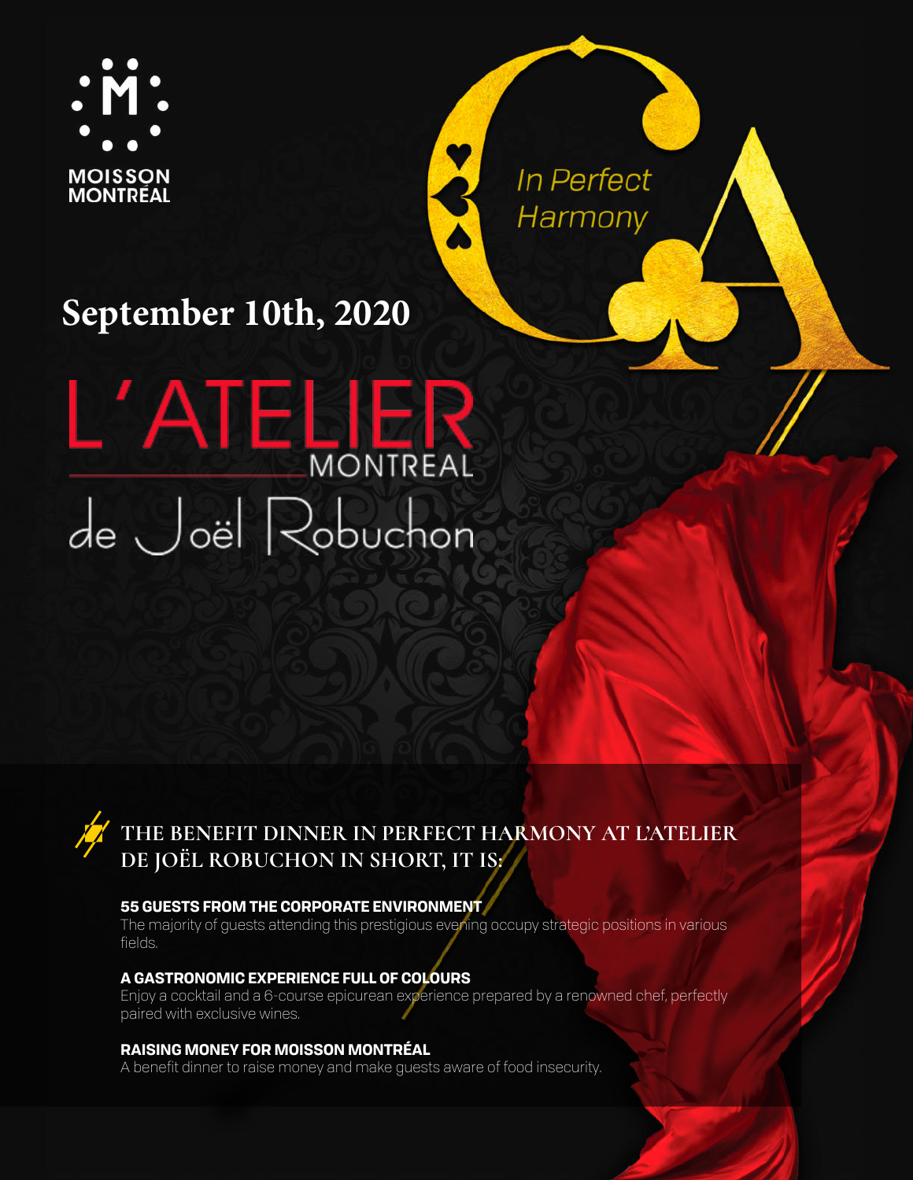MOISSON MONTRÉAL

*In Perfect Harmony*

## September 10th, 2020

# L'ATELIER MONTREAL de Joël Robuchon

### THE BENEFIT DINNER IN PERFECT HARMONY AT L'ATELIER DE JOËL ROBUCHON IN SHORT, IT IS:

**55 GUESTS FROM THE CORPORATE ENVIRONMENT**
The majority of guests attending this prestigious evening occupy strategic positions in various fields.

**A GASTRONOMIC EXPERIENCE FULL OF COLOURS**
Enjoy a cocktail and a 6-course epicurean experience prepared by a renowned chef, perfectly paired with exclusive wines.

**RAISING MONEY FOR MOISSON MONTRÉAL**
A benefit dinner to raise money and make guests aware of food insecurity.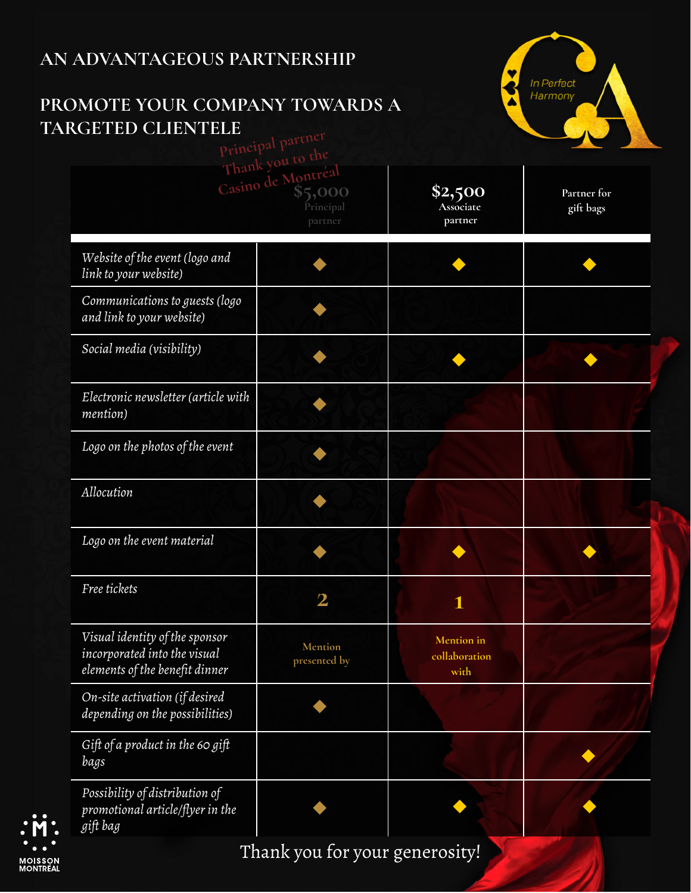## AN ADVANTAGEOUS PARTNERSHIP

## PROMOTE YOUR COMPANY TOWARDS A TARGETED CLIENTELE

In Perfect Harmony

Principal partner
Thank you to the
Casino de Montréal

| | $5,000 Principal partner | $2,500 Associate partner | Partner for gift bags |
|---|---|---|---|
| *Website of the event (logo and link to your website)* | ◆ | ◆ | ◆ |
| *Communications to guests (logo and link to your website)* | ◆ | | |
| *Social media (visibility)* | ◆ | ◆ | ◆ |
| *Electronic newsletter (article with mention)* | ◆ | | |
| *Logo on the photos of the event* | ◆ | | |
| *Allocution* | ◆ | | |
| *Logo on the event material* | ◆ | ◆ | ◆ |
| *Free tickets* | 2 | 1 | |
| *Visual identity of the sponsor incorporated into the visual elements of the benefit dinner* | Mention presented by | Mention in collaboration with | |
| *On-site activation (if desired depending on the possibilities)* | ◆ | | |
| *Gift of a product in the 60 gift bags* | | | ◆ |
| *Possibility of distribution of promotional article/flyer in the gift bag* | ◆ | ◆ | ◆ |

Thank you for your generosity!

MOISSON MONTREAL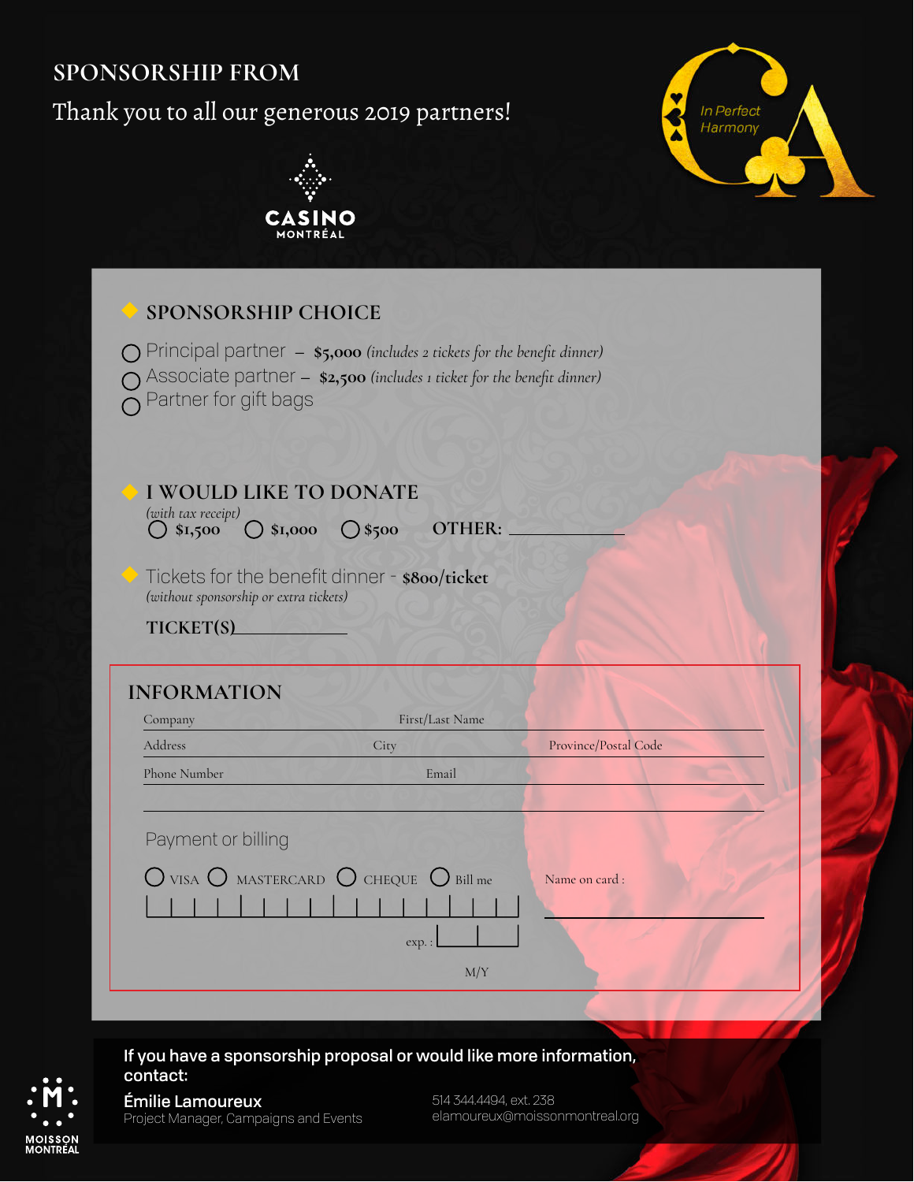## SPONSORSHIP FROM

Thank you to all our generous 2019 partners!

CASINO MONTRÉAL

In Perfect Harmony

### SPONSORSHIP CHOICE

- ◯ Principal partner – **$5,000** *(includes 2 tickets for the benefit dinner)*
- ◯ Associate partner – **$2,500** *(includes 1 ticket for the benefit dinner)*
- ◯ Partner for gift bags

### I WOULD LIKE TO DONATE

*(with tax receipt)*

◯ **$1,500** ◯ **$1,000** ◯ **$500** **OTHER:** ____________

### Tickets for the benefit dinner - **$800/ticket**

*(without sponsorship or extra tickets)*

**TICKET(S)** ____________

### INFORMATION

Company ____________ First/Last Name ____________

Address ____________ City ____________ Province/Postal Code ____________

Phone Number ____________ Email ____________

Payment or billing

◯ VISA ◯ MASTERCARD ◯ CHEQUE ◯ Bill me

Name on card : ____________

exp. : ____ M/Y

**If you have a sponsorship proposal or would like more information, contact:**

**Émilie Lamoureux**
Project Manager, Campaigns and Events

514 344.4494, ext. 238
elamoureux@moissonmontreal.org

MOISSON MONTREAL